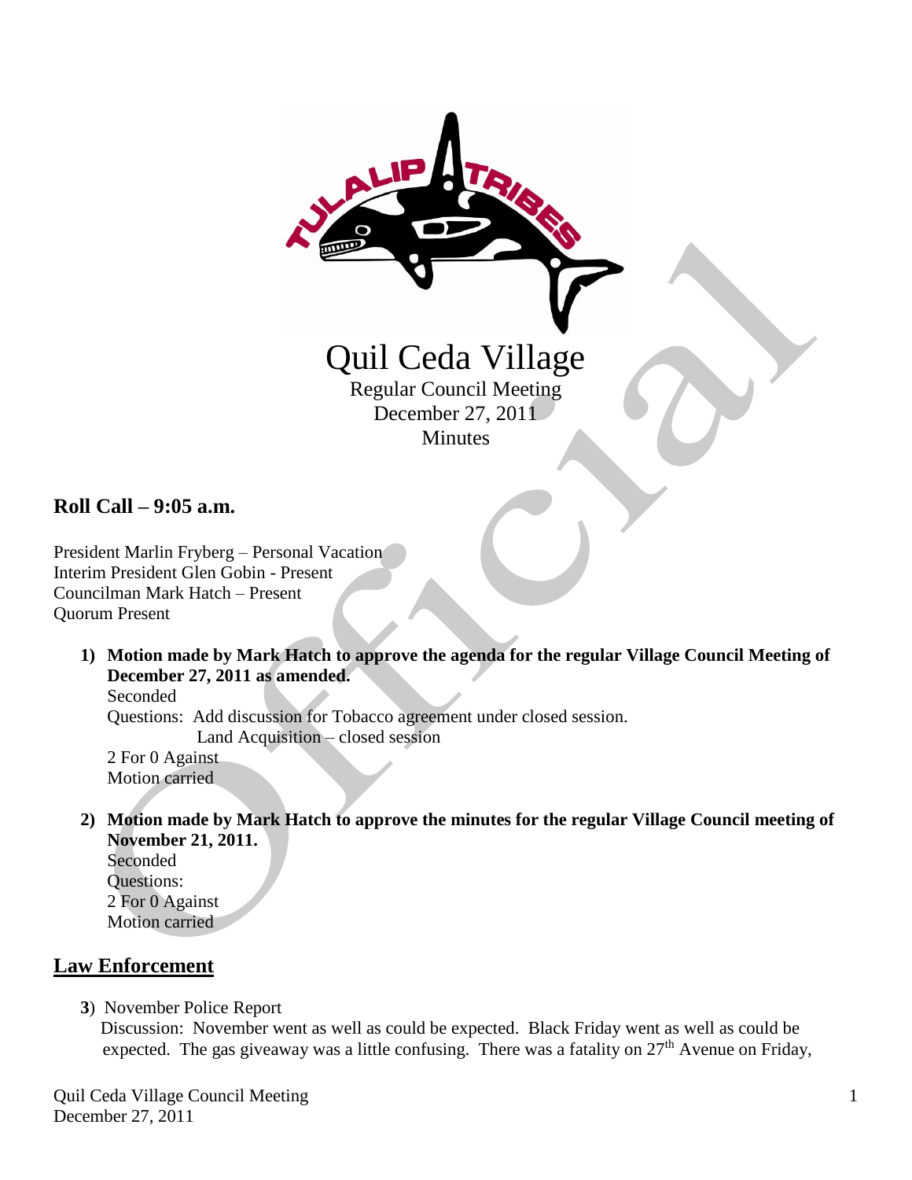# Quil Ceda Village

Regular Council Meeting
December 27, 2011
Minutes

## Roll Call – 9:05 a.m.

President Marlin Fryberg – Personal Vacation
Interim President Glen Gobin - Present
Councilman Mark Hatch – Present
Quorum Present

1) **Motion made by Mark Hatch to approve the agenda for the regular Village Council Meeting of December 27, 2011 as amended.**
   Seconded
   Questions: Add discussion for Tobacco agreement under closed session.
   Land Acquisition – closed session
   2 For 0 Against
   Motion carried

2) **Motion made by Mark Hatch to approve the minutes for the regular Village Council meeting of November 21, 2011.**
   Seconded
   Questions:
   2 For 0 Against
   Motion carried

## Law Enforcement

**3**) November Police Report
Discussion: November went as well as could be expected. Black Friday went as well as could be expected. The gas giveaway was a little confusing. There was a fatality on 27th Avenue on Friday,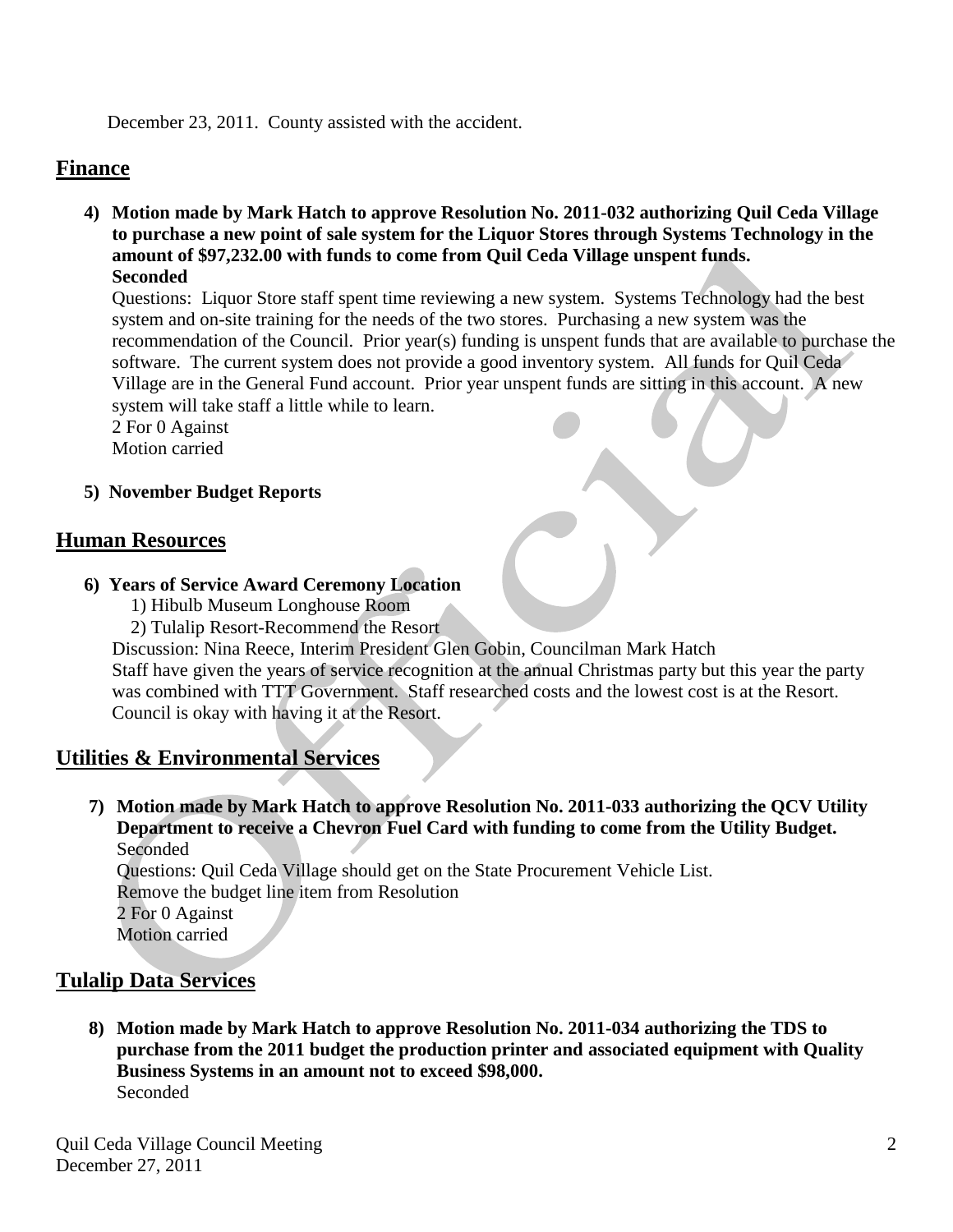December 23, 2011. County assisted with the accident.

## Finance

4) **Motion made by Mark Hatch to approve Resolution No. 2011-032 authorizing Quil Ceda Village to purchase a new point of sale system for the Liquor Stores through Systems Technology in the amount of $97,232.00 with funds to come from Quil Ceda Village unspent funds.**
   **Seconded**
   Questions: Liquor Store staff spent time reviewing a new system. Systems Technology had the best system and on-site training for the needs of the two stores. Purchasing a new system was the recommendation of the Council. Prior year(s) funding is unspent funds that are available to purchase the software. The current system does not provide a good inventory system. All funds for Quil Ceda Village are in the General Fund account. Prior year unspent funds are sitting in this account. A new system will take staff a little while to learn.
   2 For 0 Against
   Motion carried

5) **November Budget Reports**

## Human Resources

6) **Years of Service Award Ceremony Location**
   1) Hibulb Museum Longhouse Room
   2) Tulalip Resort-Recommend the Resort

   Discussion: Nina Reece, Interim President Glen Gobin, Councilman Mark Hatch
   Staff have given the years of service recognition at the annual Christmas party but this year the party was combined with TTT Government. Staff researched costs and the lowest cost is at the Resort. Council is okay with having it at the Resort.

## Utilities & Environmental Services

7) **Motion made by Mark Hatch to approve Resolution No. 2011-033 authorizing the QCV Utility Department to receive a Chevron Fuel Card with funding to come from the Utility Budget.**
   Seconded
   Questions: Quil Ceda Village should get on the State Procurement Vehicle List.
   Remove the budget line item from Resolution
   2 For 0 Against
   Motion carried

## Tulalip Data Services

8) **Motion made by Mark Hatch to approve Resolution No. 2011-034 authorizing the TDS to purchase from the 2011 budget the production printer and associated equipment with Quality Business Systems in an amount not to exceed $98,000.**
   Seconded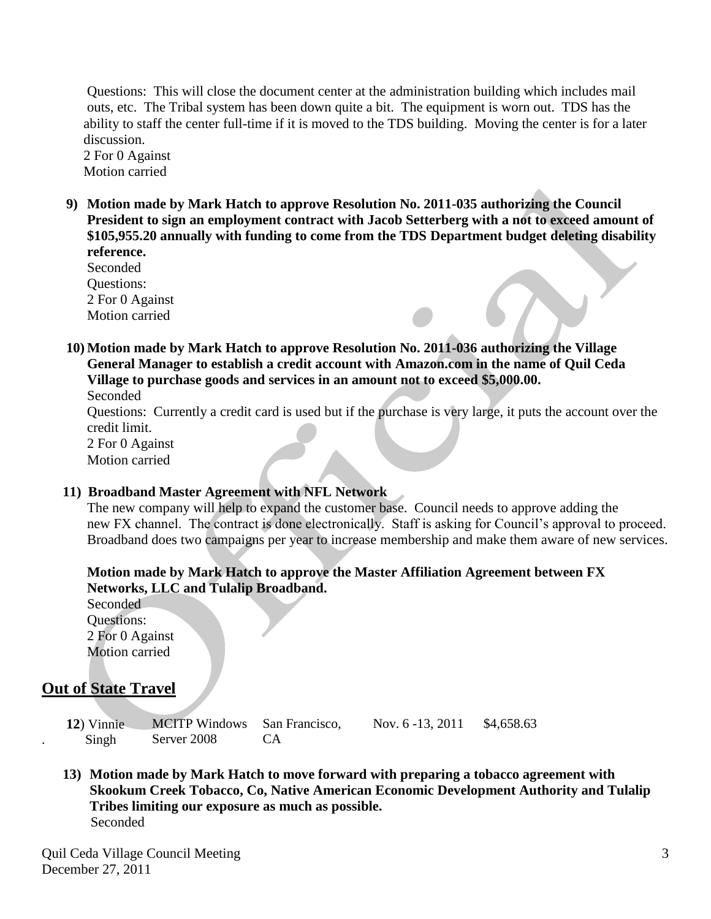Questions: This will close the document center at the administration building which includes mail outs, etc. The Tribal system has been down quite a bit. The equipment is worn out. TDS has the ability to staff the center full-time if it is moved to the TDS building. Moving the center is for a later discussion.
2 For 0 Against
Motion carried

9) **Motion made by Mark Hatch to approve Resolution No. 2011-035 authorizing the Council President to sign an employment contract with Jacob Setterberg with a not to exceed amount of $105,955.20 annually with funding to come from the TDS Department budget deleting disability reference.**
Seconded
Questions:
2 For 0 Against
Motion carried

10) **Motion made by Mark Hatch to approve Resolution No. 2011-036 authorizing the Village General Manager to establish a credit account with Amazon.com in the name of Quil Ceda Village to purchase goods and services in an amount not to exceed $5,000.00.**
Seconded
Questions: Currently a credit card is used but if the purchase is very large, it puts the account over the credit limit.
2 For 0 Against
Motion carried

11) **Broadband Master Agreement with NFL Network**
The new company will help to expand the customer base. Council needs to approve adding the new FX channel. The contract is done electronically. Staff is asking for Council's approval to proceed. Broadband does two campaigns per year to increase membership and make them aware of new services.

**Motion made by Mark Hatch to approve the Master Affiliation Agreement between FX Networks, LLC and Tulalip Broadband.**
Seconded
Questions:
2 For 0 Against
Motion carried

## Out of State Travel

| | | | | |
|---|---|---|---|---|
| 12) Vinnie Singh | MCITP Windows Server 2008 | San Francisco, CA | Nov. 6 -13, 2011 | $4,658.63 |

13) **Motion made by Mark Hatch to move forward with preparing a tobacco agreement with Skookum Creek Tobacco, Co, Native American Economic Development Authority and Tulalip Tribes limiting our exposure as much as possible.**
Seconded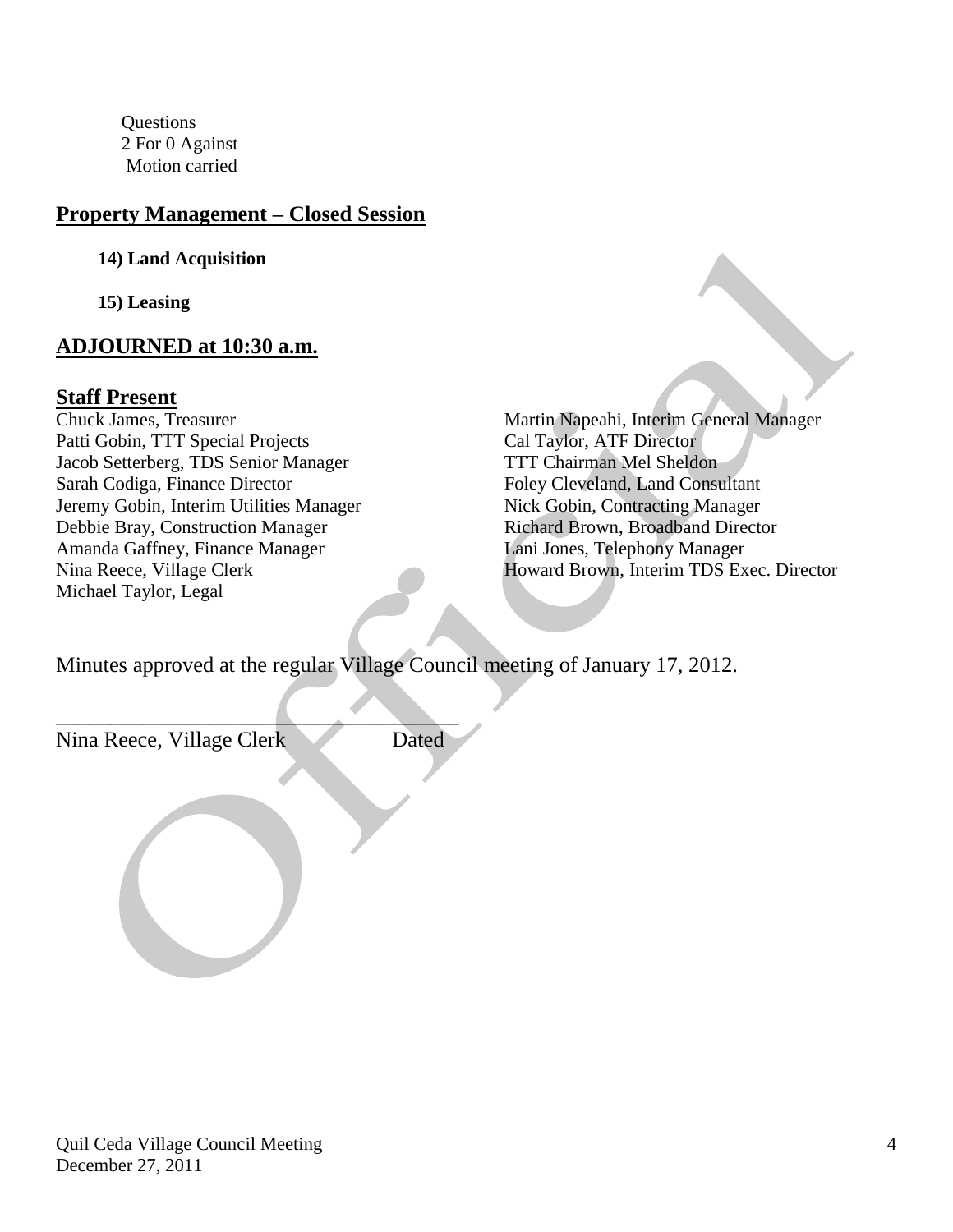Questions
2 For 0 Against
Motion carried

## Property Management – Closed Session

**14) Land Acquisition**

**15) Leasing**

## ADJOURNED at 10:30 a.m.

## Staff Present

Chuck James, Treasurer
Patti Gobin, TTT Special Projects
Jacob Setterberg, TDS Senior Manager
Sarah Codiga, Finance Director
Jeremy Gobin, Interim Utilities Manager
Debbie Bray, Construction Manager
Amanda Gaffney, Finance Manager
Nina Reece, Village Clerk
Michael Taylor, Legal
Martin Napeahi, Interim General Manager
Cal Taylor, ATF Director
TTT Chairman Mel Sheldon
Foley Cleveland, Land Consultant
Nick Gobin, Contracting Manager
Richard Brown, Broadband Director
Lani Jones, Telephony Manager
Howard Brown, Interim TDS Exec. Director

Minutes approved at the regular Village Council meeting of January 17, 2012.

_______________________________________
Nina Reece, Village Clerk Dated